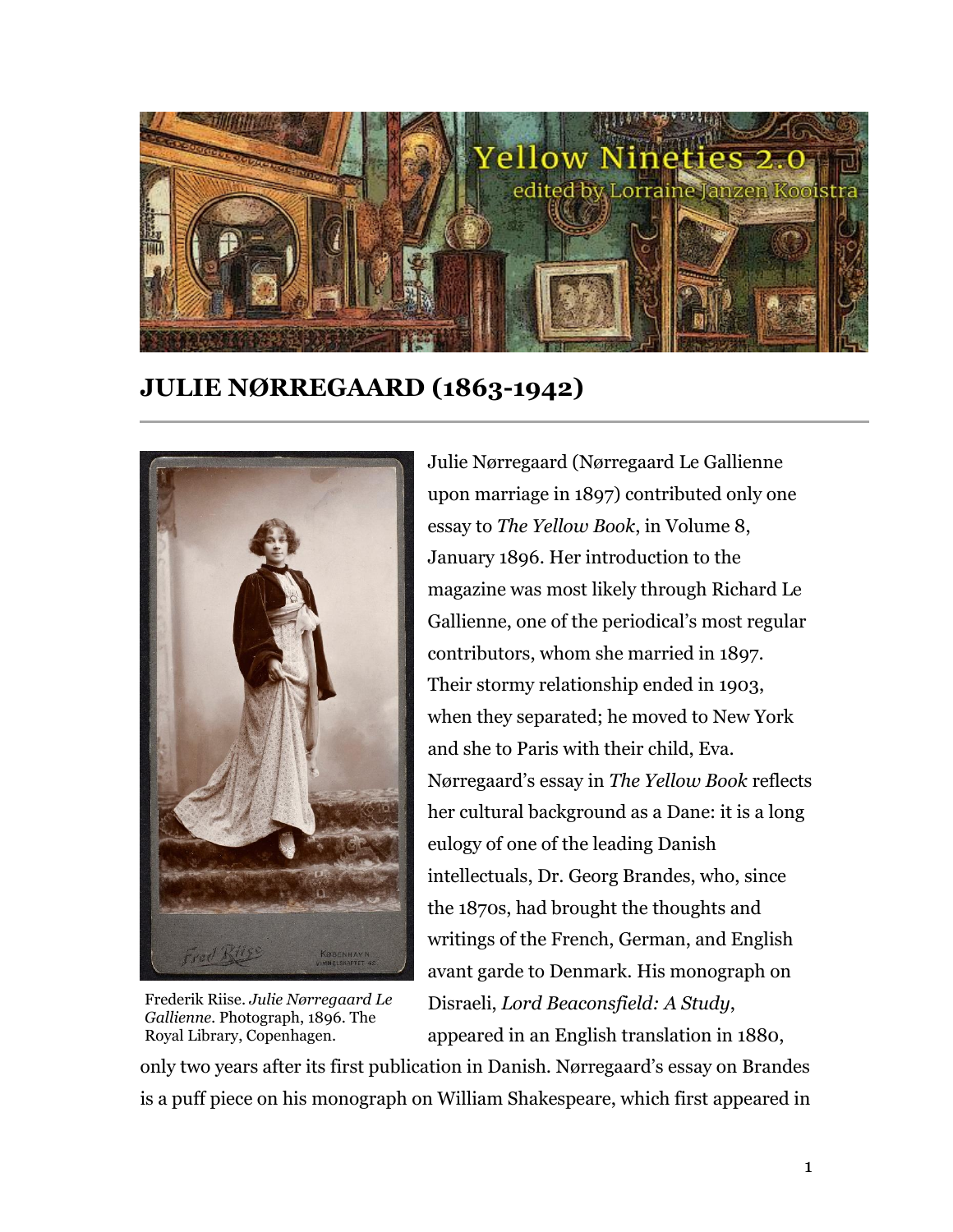Yellow Nineties 2.0
edited by Lorraine Janzen Kooistra

# JULIE NØRREGAARD (1863-1942)

Frederik Riise. *Julie Nørregaard Le Gallienne*. Photograph, 1896. The Royal Library, Copenhagen.

Julie Nørregaard (Nørregaard Le Gallienne upon marriage in 1897) contributed only one essay to *The Yellow Book*, in Volume 8, January 1896. Her introduction to the magazine was most likely through Richard Le Gallienne, one of the periodical's most regular contributors, whom she married in 1897. Their stormy relationship ended in 1903, when they separated; he moved to New York and she to Paris with their child, Eva. Nørregaard's essay in *The Yellow Book* reflects her cultural background as a Dane: it is a long eulogy of one of the leading Danish intellectuals, Dr. Georg Brandes, who, since the 1870s, had brought the thoughts and writings of the French, German, and English avant garde to Denmark. His monograph on Disraeli, *Lord Beaconsfield: A Study*, appeared in an English translation in 1880, only two years after its first publication in Danish. Nørregaard's essay on Brandes is a puff piece on his monograph on William Shakespeare, which first appeared in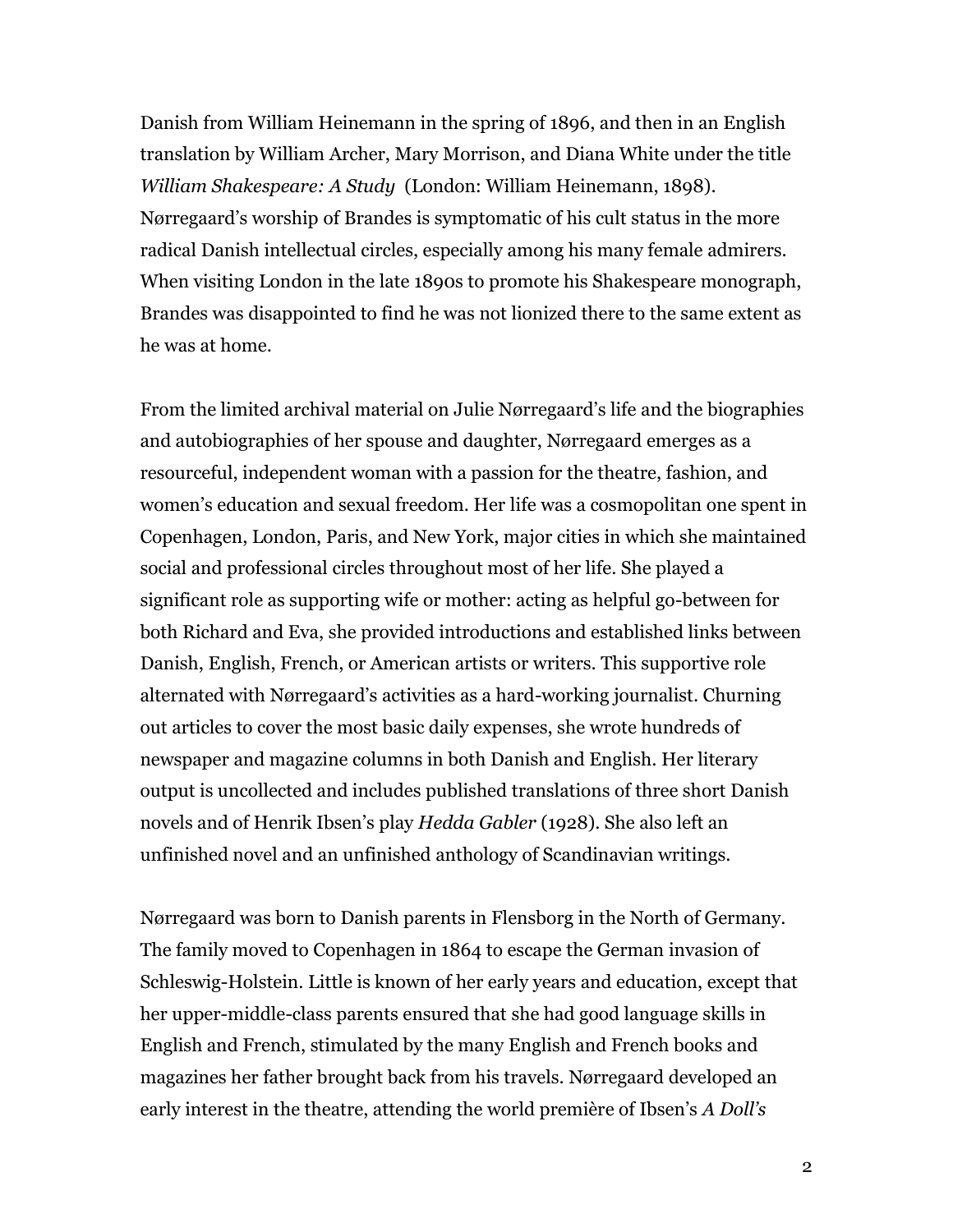Danish from William Heinemann in the spring of 1896, and then in an English translation by William Archer, Mary Morrison, and Diana White under the title *William Shakespeare: A Study* (London: William Heinemann, 1898). Nørregaard's worship of Brandes is symptomatic of his cult status in the more radical Danish intellectual circles, especially among his many female admirers. When visiting London in the late 1890s to promote his Shakespeare monograph, Brandes was disappointed to find he was not lionized there to the same extent as he was at home.

From the limited archival material on Julie Nørregaard's life and the biographies and autobiographies of her spouse and daughter, Nørregaard emerges as a resourceful, independent woman with a passion for the theatre, fashion, and women's education and sexual freedom. Her life was a cosmopolitan one spent in Copenhagen, London, Paris, and New York, major cities in which she maintained social and professional circles throughout most of her life. She played a significant role as supporting wife or mother: acting as helpful go-between for both Richard and Eva, she provided introductions and established links between Danish, English, French, or American artists or writers. This supportive role alternated with Nørregaard's activities as a hard-working journalist. Churning out articles to cover the most basic daily expenses, she wrote hundreds of newspaper and magazine columns in both Danish and English. Her literary output is uncollected and includes published translations of three short Danish novels and of Henrik Ibsen's play *Hedda Gabler* (1928). She also left an unfinished novel and an unfinished anthology of Scandinavian writings.

Nørregaard was born to Danish parents in Flensborg in the North of Germany. The family moved to Copenhagen in 1864 to escape the German invasion of Schleswig-Holstein. Little is known of her early years and education, except that her upper-middle-class parents ensured that she had good language skills in English and French, stimulated by the many English and French books and magazines her father brought back from his travels. Nørregaard developed an early interest in the theatre, attending the world première of Ibsen's *A Doll's*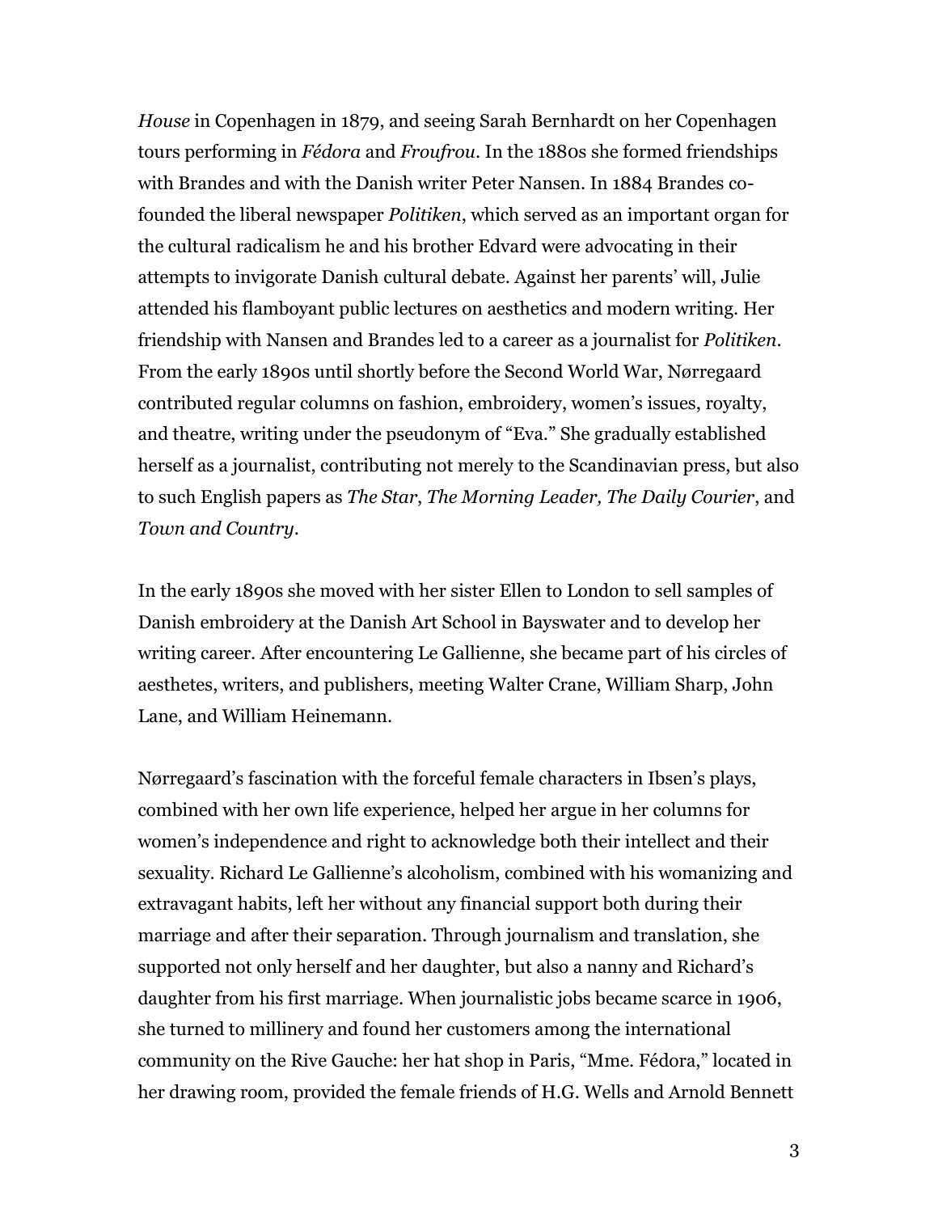*House* in Copenhagen in 1879, and seeing Sarah Bernhardt on her Copenhagen tours performing in *Fédora* and *Froufrou*. In the 1880s she formed friendships with Brandes and with the Danish writer Peter Nansen. In 1884 Brandes co-founded the liberal newspaper *Politiken*, which served as an important organ for the cultural radicalism he and his brother Edvard were advocating in their attempts to invigorate Danish cultural debate. Against her parents' will, Julie attended his flamboyant public lectures on aesthetics and modern writing. Her friendship with Nansen and Brandes led to a career as a journalist for *Politiken*. From the early 1890s until shortly before the Second World War, Nørregaard contributed regular columns on fashion, embroidery, women's issues, royalty, and theatre, writing under the pseudonym of "Eva." She gradually established herself as a journalist, contributing not merely to the Scandinavian press, but also to such English papers as *The Star*, *The Morning Leader, The Daily Courier*, and *Town and Country*.

In the early 1890s she moved with her sister Ellen to London to sell samples of Danish embroidery at the Danish Art School in Bayswater and to develop her writing career. After encountering Le Gallienne, she became part of his circles of aesthetes, writers, and publishers, meeting Walter Crane, William Sharp, John Lane, and William Heinemann.

Nørregaard's fascination with the forceful female characters in Ibsen's plays, combined with her own life experience, helped her argue in her columns for women's independence and right to acknowledge both their intellect and their sexuality. Richard Le Gallienne's alcoholism, combined with his womanizing and extravagant habits, left her without any financial support both during their marriage and after their separation. Through journalism and translation, she supported not only herself and her daughter, but also a nanny and Richard's daughter from his first marriage. When journalistic jobs became scarce in 1906, she turned to millinery and found her customers among the international community on the Rive Gauche: her hat shop in Paris, "Mme. Fédora," located in her drawing room, provided the female friends of H.G. Wells and Arnold Bennett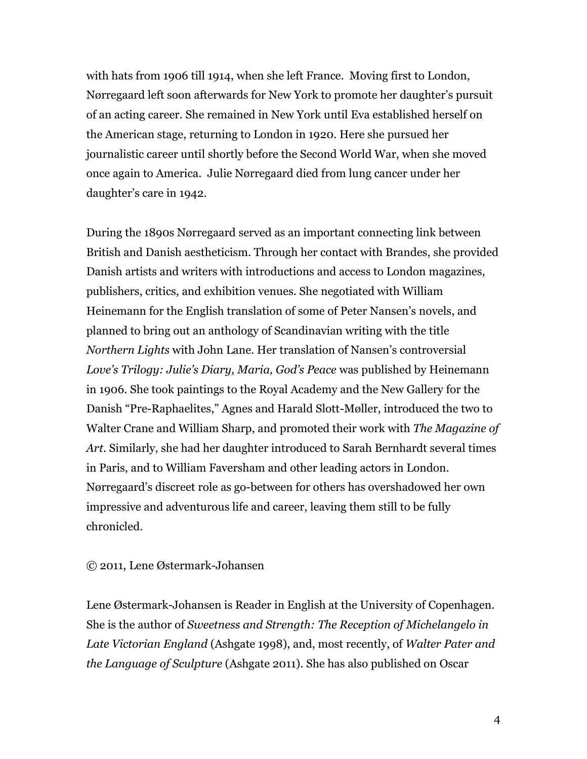with hats from 1906 till 1914, when she left France. Moving first to London, Nørregaard left soon afterwards for New York to promote her daughter's pursuit of an acting career. She remained in New York until Eva established herself on the American stage, returning to London in 1920. Here she pursued her journalistic career until shortly before the Second World War, when she moved once again to America. Julie Nørregaard died from lung cancer under her daughter's care in 1942.

During the 1890s Nørregaard served as an important connecting link between British and Danish aestheticism. Through her contact with Brandes, she provided Danish artists and writers with introductions and access to London magazines, publishers, critics, and exhibition venues. She negotiated with William Heinemann for the English translation of some of Peter Nansen's novels, and planned to bring out an anthology of Scandinavian writing with the title *Northern Lights* with John Lane. Her translation of Nansen's controversial *Love's Trilogy: Julie's Diary, Maria, God's Peace* was published by Heinemann in 1906. She took paintings to the Royal Academy and the New Gallery for the Danish "Pre-Raphaelites," Agnes and Harald Slott-Møller, introduced the two to Walter Crane and William Sharp, and promoted their work with *The Magazine of Art*. Similarly, she had her daughter introduced to Sarah Bernhardt several times in Paris, and to William Faversham and other leading actors in London. Nørregaard's discreet role as go-between for others has overshadowed her own impressive and adventurous life and career, leaving them still to be fully chronicled.

© 2011, Lene Østermark-Johansen

Lene Østermark-Johansen is Reader in English at the University of Copenhagen. She is the author of *Sweetness and Strength: The Reception of Michelangelo in Late Victorian England* (Ashgate 1998), and, most recently, of *Walter Pater and the Language of Sculpture* (Ashgate 2011). She has also published on Oscar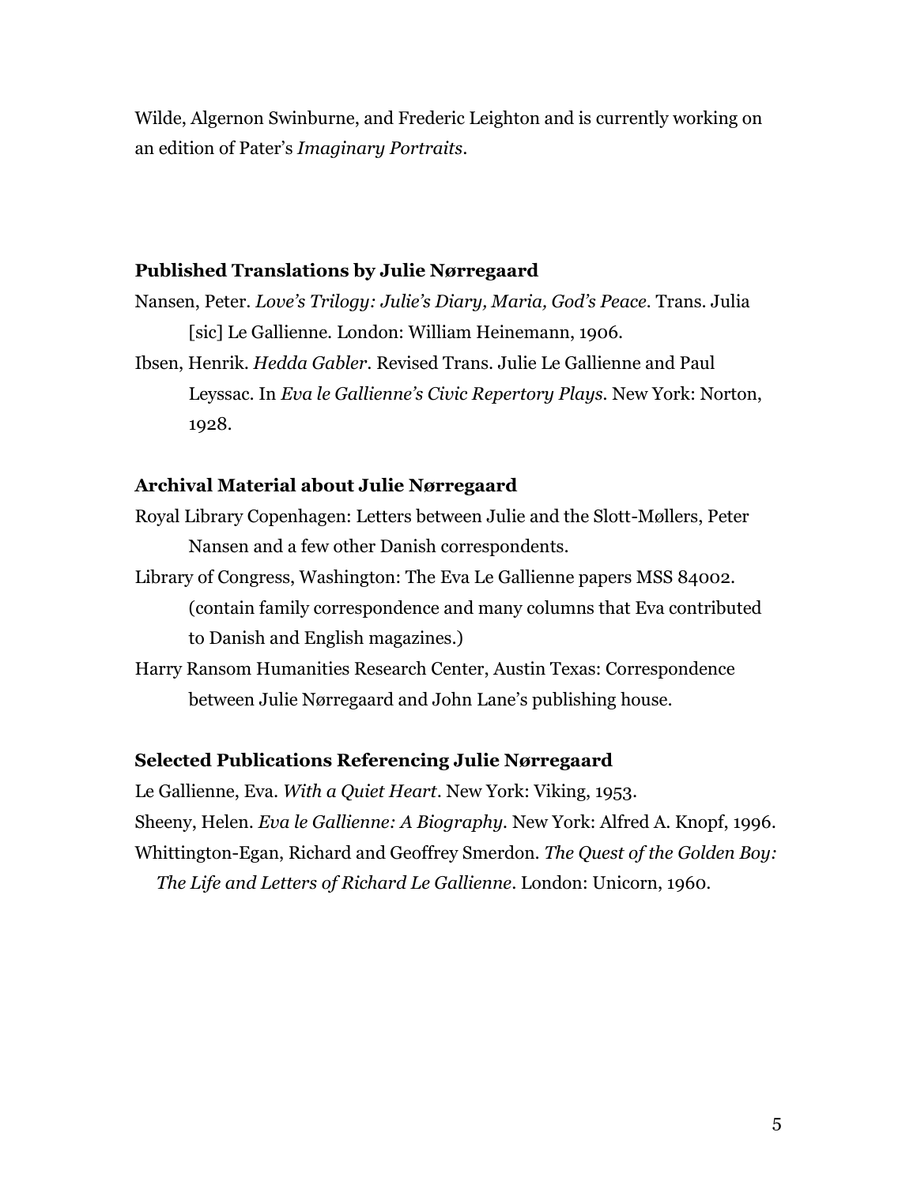Wilde, Algernon Swinburne, and Frederic Leighton and is currently working on an edition of Pater's *Imaginary Portraits*.

### Published Translations by Julie Nørregaard

Nansen, Peter. *Love's Trilogy: Julie's Diary, Maria, God's Peace*. Trans. Julia [sic] Le Gallienne. London: William Heinemann, 1906.

Ibsen, Henrik. *Hedda Gabler*. Revised Trans. Julie Le Gallienne and Paul Leyssac. In *Eva le Gallienne's Civic Repertory Plays*. New York: Norton, 1928.

### Archival Material about Julie Nørregaard

Royal Library Copenhagen: Letters between Julie and the Slott-Møllers, Peter Nansen and a few other Danish correspondents.

Library of Congress, Washington: The Eva Le Gallienne papers MSS 84002. (contain family correspondence and many columns that Eva contributed to Danish and English magazines.)

Harry Ransom Humanities Research Center, Austin Texas: Correspondence between Julie Nørregaard and John Lane's publishing house.

### Selected Publications Referencing Julie Nørregaard

Le Gallienne, Eva. *With a Quiet Heart*. New York: Viking, 1953.

Sheeny, Helen. *Eva le Gallienne: A Biography*. New York: Alfred A. Knopf, 1996.

Whittington-Egan, Richard and Geoffrey Smerdon. *The Quest of the Golden Boy: The Life and Letters of Richard Le Gallienne*. London: Unicorn, 1960.